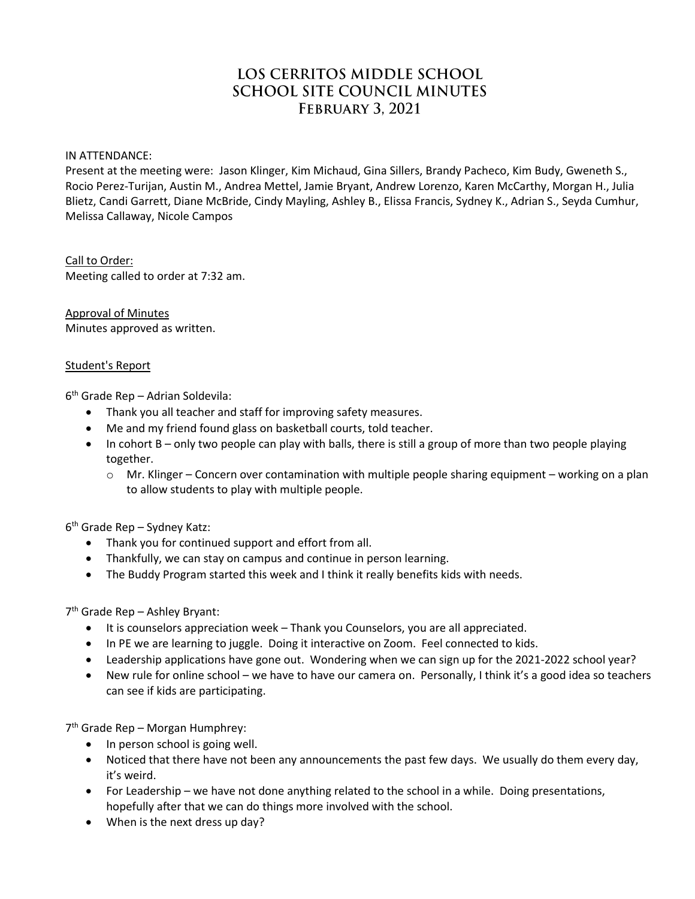# LOS CERRITOS MIDDLE SCHOOL
# SCHOOL SITE COUNCIL MINUTES
## February 3, 2021

IN ATTENDANCE:

Present at the meeting were: Jason Klinger, Kim Michaud, Gina Sillers, Brandy Pacheco, Kim Budy, Gweneth S., Rocio Perez-Turijan, Austin M., Andrea Mettel, Jamie Bryant, Andrew Lorenzo, Karen McCarthy, Morgan H., Julia Blietz, Candi Garrett, Diane McBride, Cindy Mayling, Ashley B., Elissa Francis, Sydney K., Adrian S., Seyda Cumhur, Melissa Callaway, Nicole Campos

Call to Order:

Meeting called to order at 7:32 am.

Approval of Minutes

Minutes approved as written.

Student's Report

6th Grade Rep – Adrian Soldevila:

- Thank you all teacher and staff for improving safety measures.
- Me and my friend found glass on basketball courts, told teacher.
- In cohort B – only two people can play with balls, there is still a group of more than two people playing together.
  - Mr. Klinger – Concern over contamination with multiple people sharing equipment – working on a plan to allow students to play with multiple people.

6th Grade Rep – Sydney Katz:

- Thank you for continued support and effort from all.
- Thankfully, we can stay on campus and continue in person learning.
- The Buddy Program started this week and I think it really benefits kids with needs.

7th Grade Rep – Ashley Bryant:

- It is counselors appreciation week – Thank you Counselors, you are all appreciated.
- In PE we are learning to juggle. Doing it interactive on Zoom. Feel connected to kids.
- Leadership applications have gone out. Wondering when we can sign up for the 2021-2022 school year?
- New rule for online school – we have to have our camera on. Personally, I think it's a good idea so teachers can see if kids are participating.

7th Grade Rep – Morgan Humphrey:

- In person school is going well.
- Noticed that there have not been any announcements the past few days. We usually do them every day, it's weird.
- For Leadership – we have not done anything related to the school in a while. Doing presentations, hopefully after that we can do things more involved with the school.
- When is the next dress up day?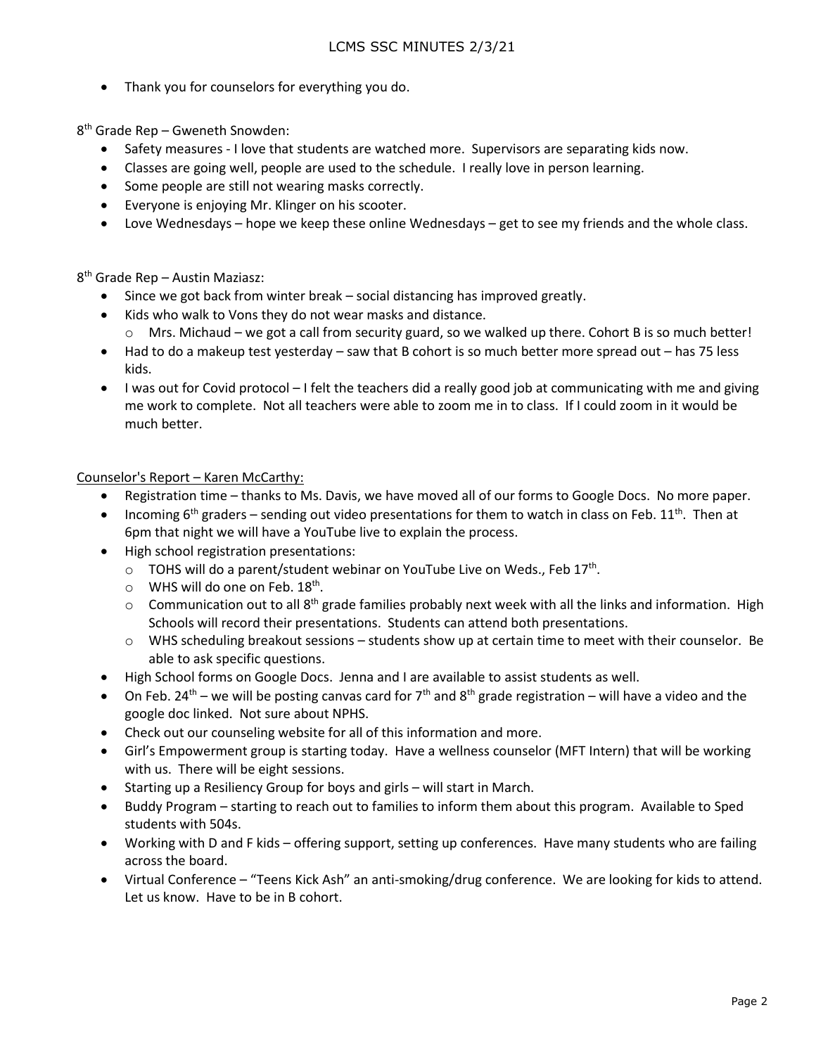- Thank you for counselors for everything you do.

8th Grade Rep – Gweneth Snowden:

- Safety measures - I love that students are watched more. Supervisors are separating kids now.
- Classes are going well, people are used to the schedule. I really love in person learning.
- Some people are still not wearing masks correctly.
- Everyone is enjoying Mr. Klinger on his scooter.
- Love Wednesdays – hope we keep these online Wednesdays – get to see my friends and the whole class.

8th Grade Rep – Austin Maziasz:

- Since we got back from winter break – social distancing has improved greatly.
- Kids who walk to Vons they do not wear masks and distance.
  - Mrs. Michaud – we got a call from security guard, so we walked up there. Cohort B is so much better!
- Had to do a makeup test yesterday – saw that B cohort is so much better more spread out – has 75 less kids.
- I was out for Covid protocol – I felt the teachers did a really good job at communicating with me and giving me work to complete. Not all teachers were able to zoom me in to class. If I could zoom in it would be much better.

<u>Counselor's Report – Karen McCarthy:</u>

- Registration time – thanks to Ms. Davis, we have moved all of our forms to Google Docs. No more paper.
- Incoming 6th graders – sending out video presentations for them to watch in class on Feb. 11th. Then at 6pm that night we will have a YouTube live to explain the process.
- High school registration presentations:
  - TOHS will do a parent/student webinar on YouTube Live on Weds., Feb 17th.
  - WHS will do one on Feb. 18th.
  - Communication out to all 8th grade families probably next week with all the links and information. High Schools will record their presentations. Students can attend both presentations.
  - WHS scheduling breakout sessions – students show up at certain time to meet with their counselor. Be able to ask specific questions.
- High School forms on Google Docs. Jenna and I are available to assist students as well.
- On Feb. 24th – we will be posting canvas card for 7th and 8th grade registration – will have a video and the google doc linked. Not sure about NPHS.
- Check out our counseling website for all of this information and more.
- Girl's Empowerment group is starting today. Have a wellness counselor (MFT Intern) that will be working with us. There will be eight sessions.
- Starting up a Resiliency Group for boys and girls – will start in March.
- Buddy Program – starting to reach out to families to inform them about this program. Available to Sped students with 504s.
- Working with D and F kids – offering support, setting up conferences. Have many students who are failing across the board.
- Virtual Conference – "Teens Kick Ash" an anti-smoking/drug conference. We are looking for kids to attend. Let us know. Have to be in B cohort.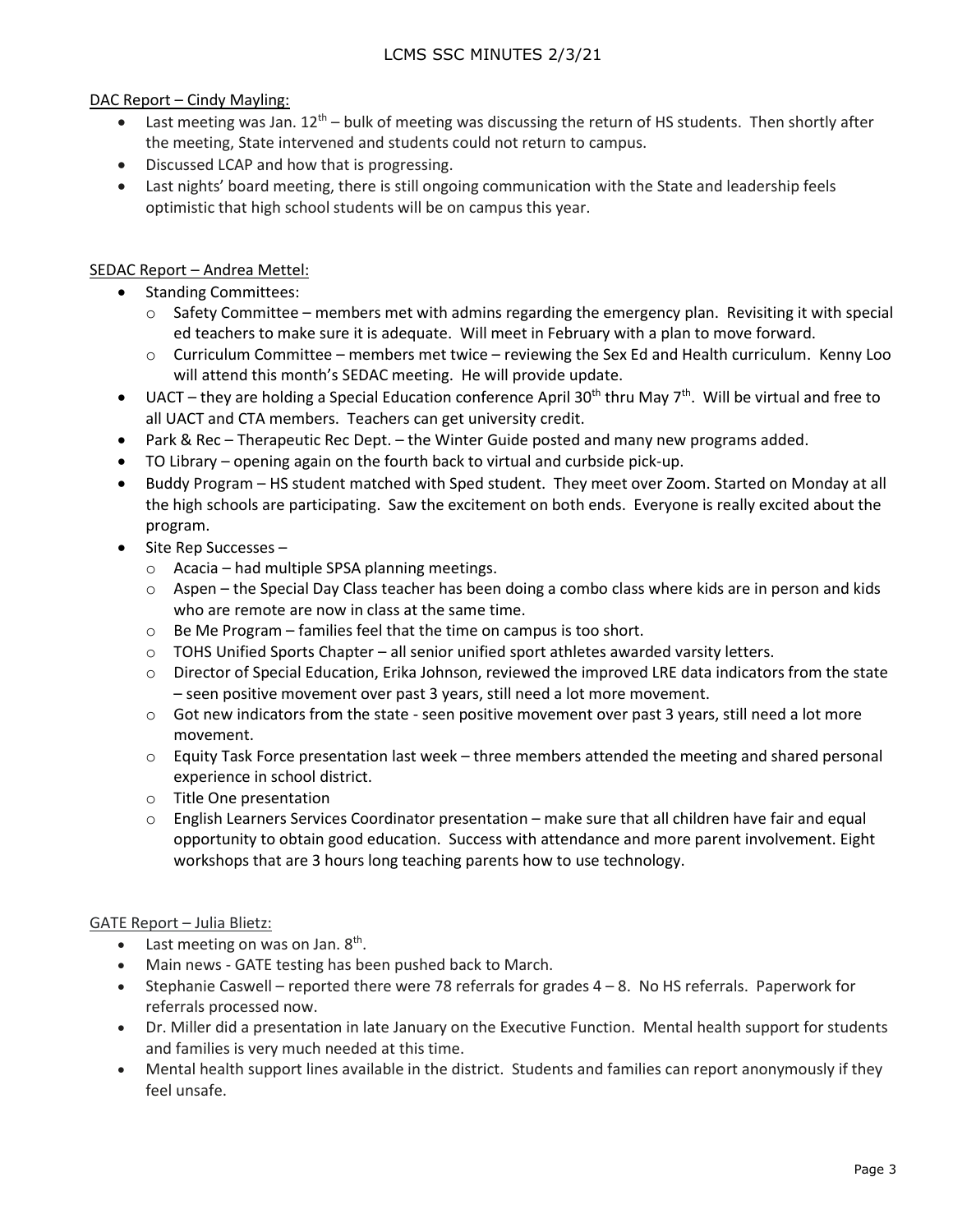DAC Report – Cindy Mayling:

- Last meeting was Jan. 12th – bulk of meeting was discussing the return of HS students. Then shortly after the meeting, State intervened and students could not return to campus.
- Discussed LCAP and how that is progressing.
- Last nights' board meeting, there is still ongoing communication with the State and leadership feels optimistic that high school students will be on campus this year.

SEDAC Report – Andrea Mettel:

- Standing Committees:
    - Safety Committee – members met with admins regarding the emergency plan. Revisiting it with special ed teachers to make sure it is adequate. Will meet in February with a plan to move forward.
    - Curriculum Committee – members met twice – reviewing the Sex Ed and Health curriculum. Kenny Loo will attend this month's SEDAC meeting. He will provide update.
- UACT – they are holding a Special Education conference April 30th thru May 7th. Will be virtual and free to all UACT and CTA members. Teachers can get university credit.
- Park & Rec – Therapeutic Rec Dept. – the Winter Guide posted and many new programs added.
- TO Library – opening again on the fourth back to virtual and curbside pick-up.
- Buddy Program – HS student matched with Sped student. They meet over Zoom. Started on Monday at all the high schools are participating. Saw the excitement on both ends. Everyone is really excited about the program.
- Site Rep Successes –
    - Acacia – had multiple SPSA planning meetings.
    - Aspen – the Special Day Class teacher has been doing a combo class where kids are in person and kids who are remote are now in class at the same time.
    - Be Me Program – families feel that the time on campus is too short.
    - TOHS Unified Sports Chapter – all senior unified sport athletes awarded varsity letters.
    - Director of Special Education, Erika Johnson, reviewed the improved LRE data indicators from the state – seen positive movement over past 3 years, still need a lot more movement.
    - Got new indicators from the state - seen positive movement over past 3 years, still need a lot more movement.
    - Equity Task Force presentation last week – three members attended the meeting and shared personal experience in school district.
    - Title One presentation
    - English Learners Services Coordinator presentation – make sure that all children have fair and equal opportunity to obtain good education. Success with attendance and more parent involvement. Eight workshops that are 3 hours long teaching parents how to use technology.

GATE Report – Julia Blietz:

- Last meeting on was on Jan. 8th.
- Main news - GATE testing has been pushed back to March.
- Stephanie Caswell – reported there were 78 referrals for grades 4 – 8. No HS referrals. Paperwork for referrals processed now.
- Dr. Miller did a presentation in late January on the Executive Function. Mental health support for students and families is very much needed at this time.
- Mental health support lines available in the district. Students and families can report anonymously if they feel unsafe.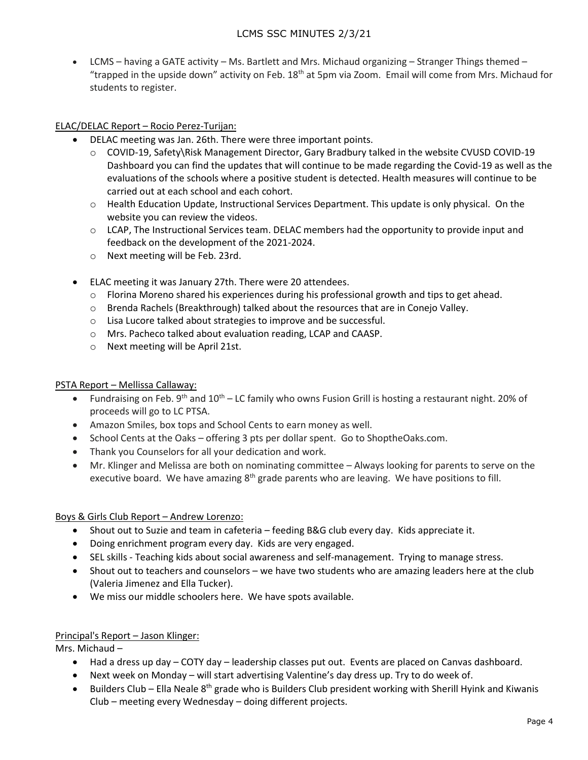- LCMS – having a GATE activity – Ms. Bartlett and Mrs. Michaud organizing – Stranger Things themed – "trapped in the upside down" activity on Feb. 18th at 5pm via Zoom. Email will come from Mrs. Michaud for students to register.

<u>ELAC/DELAC Report – Rocio Perez-Turijan:</u>

- DELAC meeting was Jan. 26th. There were three important points.
  - COVID-19, Safety\Risk Management Director, Gary Bradbury talked in the website CVUSD COVID-19 Dashboard you can find the updates that will continue to be made regarding the Covid-19 as well as the evaluations of the schools where a positive student is detected. Health measures will continue to be carried out at each school and each cohort.
  - Health Education Update, Instructional Services Department. This update is only physical. On the website you can review the videos.
  - LCAP, The Instructional Services team. DELAC members had the opportunity to provide input and feedback on the development of the 2021-2024.
  - Next meeting will be Feb. 23rd.
- ELAC meeting it was January 27th. There were 20 attendees.
  - Florina Moreno shared his experiences during his professional growth and tips to get ahead.
  - Brenda Rachels (Breakthrough) talked about the resources that are in Conejo Valley.
  - Lisa Lucore talked about strategies to improve and be successful.
  - Mrs. Pacheco talked about evaluation reading, LCAP and CAASP.
  - Next meeting will be April 21st.

<u>PSTA Report – Mellissa Callaway:</u>

- Fundraising on Feb. 9th and 10th – LC family who owns Fusion Grill is hosting a restaurant night. 20% of proceeds will go to LC PTSA.
- Amazon Smiles, box tops and School Cents to earn money as well.
- School Cents at the Oaks – offering 3 pts per dollar spent. Go to ShoptheOaks.com.
- Thank you Counselors for all your dedication and work.
- Mr. Klinger and Melissa are both on nominating committee – Always looking for parents to serve on the executive board. We have amazing 8th grade parents who are leaving. We have positions to fill.

<u>Boys & Girls Club Report – Andrew Lorenzo:</u>

- Shout out to Suzie and team in cafeteria – feeding B&G club every day. Kids appreciate it.
- Doing enrichment program every day. Kids are very engaged.
- SEL skills - Teaching kids about social awareness and self-management. Trying to manage stress.
- Shout out to teachers and counselors – we have two students who are amazing leaders here at the club (Valeria Jimenez and Ella Tucker).
- We miss our middle schoolers here. We have spots available.

<u>Principal's Report – Jason Klinger:</u>

Mrs. Michaud –

- Had a dress up day – COTY day – leadership classes put out. Events are placed on Canvas dashboard.
- Next week on Monday – will start advertising Valentine's day dress up. Try to do week of.
- Builders Club – Ella Neale 8th grade who is Builders Club president working with Sherill Hyink and Kiwanis Club – meeting every Wednesday – doing different projects.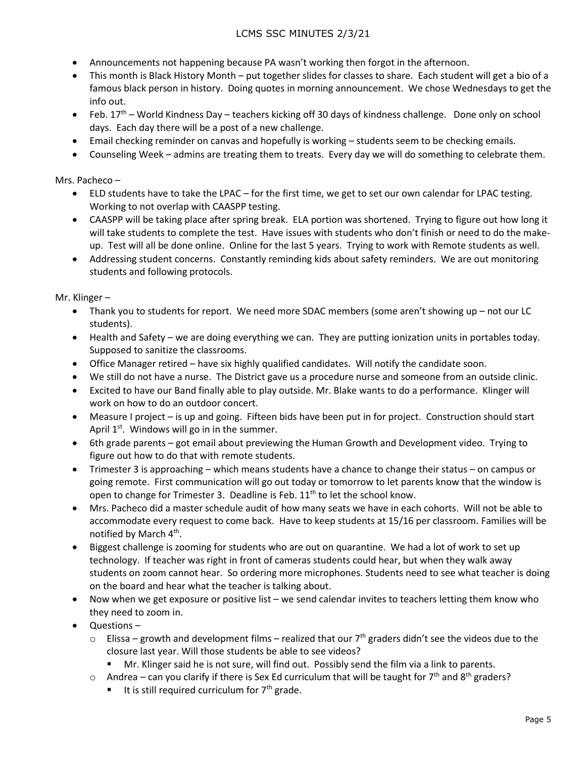- Announcements not happening because PA wasn't working then forgot in the afternoon.
- This month is Black History Month – put together slides for classes to share. Each student will get a bio of a famous black person in history. Doing quotes in morning announcement. We chose Wednesdays to get the info out.
- Feb. 17th – World Kindness Day – teachers kicking off 30 days of kindness challenge. Done only on school days. Each day there will be a post of a new challenge.
- Email checking reminder on canvas and hopefully is working – students seem to be checking emails.
- Counseling Week – admins are treating them to treats. Every day we will do something to celebrate them.

Mrs. Pacheco –

- ELD students have to take the LPAC – for the first time, we get to set our own calendar for LPAC testing. Working to not overlap with CAASPP testing.
- CAASPP will be taking place after spring break. ELA portion was shortened. Trying to figure out how long it will take students to complete the test. Have issues with students who don't finish or need to do the make-up. Test will all be done online. Online for the last 5 years. Trying to work with Remote students as well.
- Addressing student concerns. Constantly reminding kids about safety reminders. We are out monitoring students and following protocols.

Mr. Klinger –

- Thank you to students for report. We need more SDAC members (some aren't showing up – not our LC students).
- Health and Safety – we are doing everything we can. They are putting ionization units in portables today. Supposed to sanitize the classrooms.
- Office Manager retired – have six highly qualified candidates. Will notify the candidate soon.
- We still do not have a nurse. The District gave us a procedure nurse and someone from an outside clinic.
- Excited to have our Band finally able to play outside. Mr. Blake wants to do a performance. Klinger will work on how to do an outdoor concert.
- Measure I project – is up and going. Fifteen bids have been put in for project. Construction should start April 1st. Windows will go in in the summer.
- 6th grade parents – got email about previewing the Human Growth and Development video. Trying to figure out how to do that with remote students.
- Trimester 3 is approaching – which means students have a chance to change their status – on campus or going remote. First communication will go out today or tomorrow to let parents know that the window is open to change for Trimester 3. Deadline is Feb. 11th to let the school know.
- Mrs. Pacheco did a master schedule audit of how many seats we have in each cohorts. Will not be able to accommodate every request to come back. Have to keep students at 15/16 per classroom. Families will be notified by March 4th.
- Biggest challenge is zooming for students who are out on quarantine. We had a lot of work to set up technology. If teacher was right in front of cameras students could hear, but when they walk away students on zoom cannot hear. So ordering more microphones. Students need to see what teacher is doing on the board and hear what the teacher is talking about.
- Now when we get exposure or positive list – we send calendar invites to teachers letting them know who they need to zoom in.
- Questions –
  - Elissa – growth and development films – realized that our 7th graders didn't see the videos due to the closure last year. Will those students be able to see videos?
    - Mr. Klinger said he is not sure, will find out. Possibly send the film via a link to parents.
  - Andrea – can you clarify if there is Sex Ed curriculum that will be taught for 7th and 8th graders?
    - It is still required curriculum for 7th grade.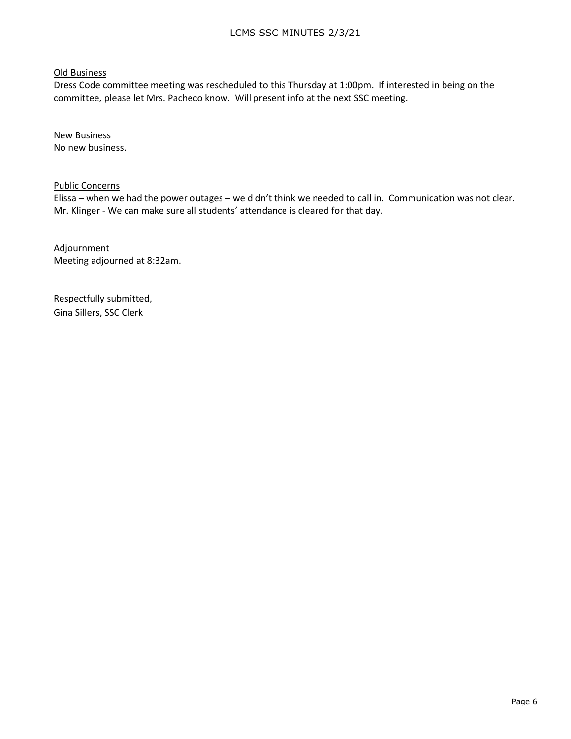Old Business

Dress Code committee meeting was rescheduled to this Thursday at 1:00pm. If interested in being on the committee, please let Mrs. Pacheco know. Will present info at the next SSC meeting.

New Business

No new business.

Public Concerns

Elissa – when we had the power outages – we didn't think we needed to call in. Communication was not clear.
Mr. Klinger - We can make sure all students' attendance is cleared for that day.

Adjournment

Meeting adjourned at 8:32am.

Respectfully submitted,
Gina Sillers, SSC Clerk